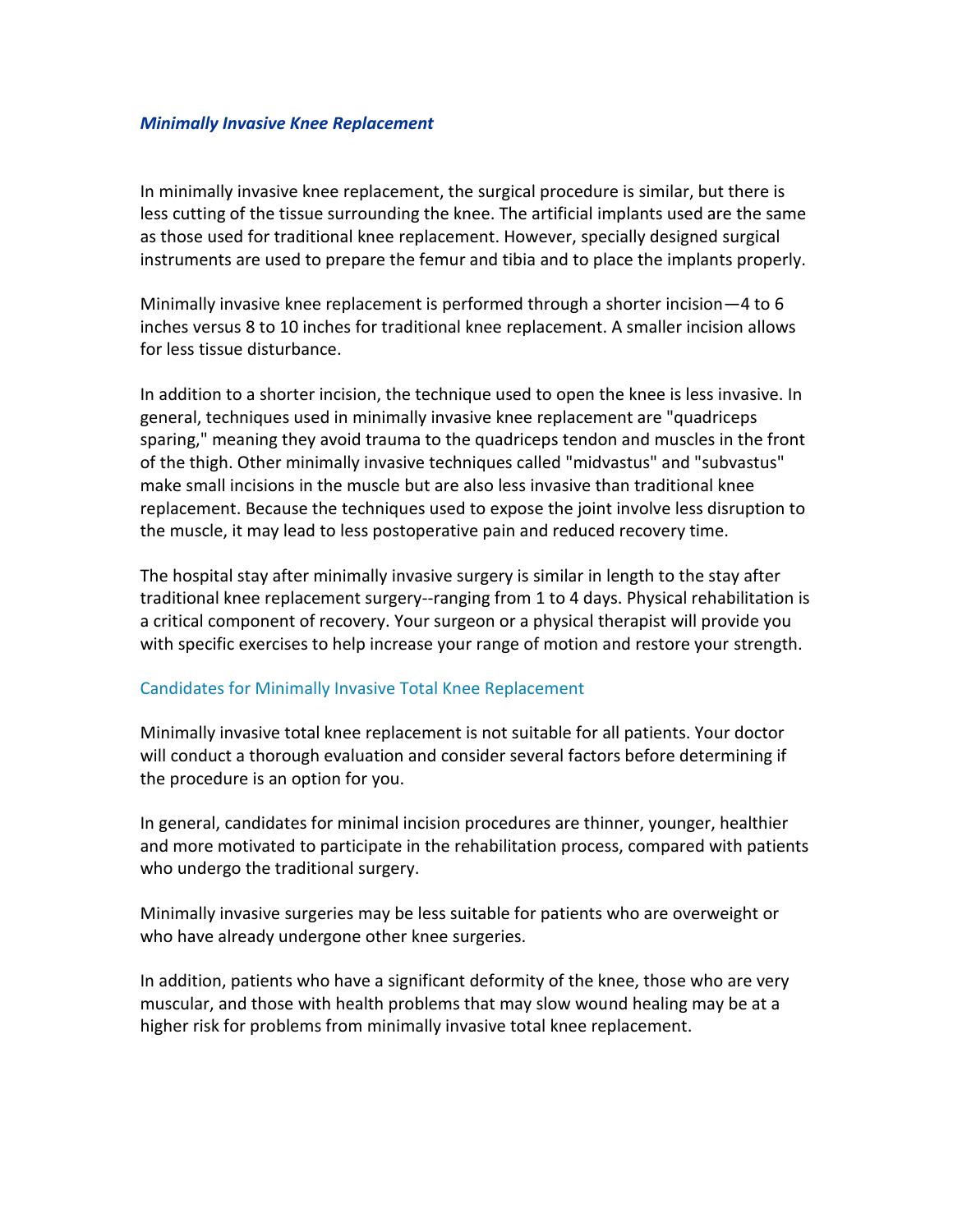## ***Minimally Invasive Knee Replacement***

In minimally invasive knee replacement, the surgical procedure is similar, but there is less cutting of the tissue surrounding the knee. The artificial implants used are the same as those used for traditional knee replacement. However, specially designed surgical instruments are used to prepare the femur and tibia and to place the implants properly.

Minimally invasive knee replacement is performed through a shorter incision—4 to 6 inches versus 8 to 10 inches for traditional knee replacement. A smaller incision allows for less tissue disturbance.

In addition to a shorter incision, the technique used to open the knee is less invasive. In general, techniques used in minimally invasive knee replacement are "quadriceps sparing," meaning they avoid trauma to the quadriceps tendon and muscles in the front of the thigh. Other minimally invasive techniques called "midvastus" and "subvastus" make small incisions in the muscle but are also less invasive than traditional knee replacement. Because the techniques used to expose the joint involve less disruption to the muscle, it may lead to less postoperative pain and reduced recovery time.

The hospital stay after minimally invasive surgery is similar in length to the stay after traditional knee replacement surgery--ranging from 1 to 4 days. Physical rehabilitation is a critical component of recovery. Your surgeon or a physical therapist will provide you with specific exercises to help increase your range of motion and restore your strength.

### Candidates for Minimally Invasive Total Knee Replacement

Minimally invasive total knee replacement is not suitable for all patients. Your doctor will conduct a thorough evaluation and consider several factors before determining if the procedure is an option for you.

In general, candidates for minimal incision procedures are thinner, younger, healthier and more motivated to participate in the rehabilitation process, compared with patients who undergo the traditional surgery.

Minimally invasive surgeries may be less suitable for patients who are overweight or who have already undergone other knee surgeries.

In addition, patients who have a significant deformity of the knee, those who are very muscular, and those with health problems that may slow wound healing may be at a higher risk for problems from minimally invasive total knee replacement.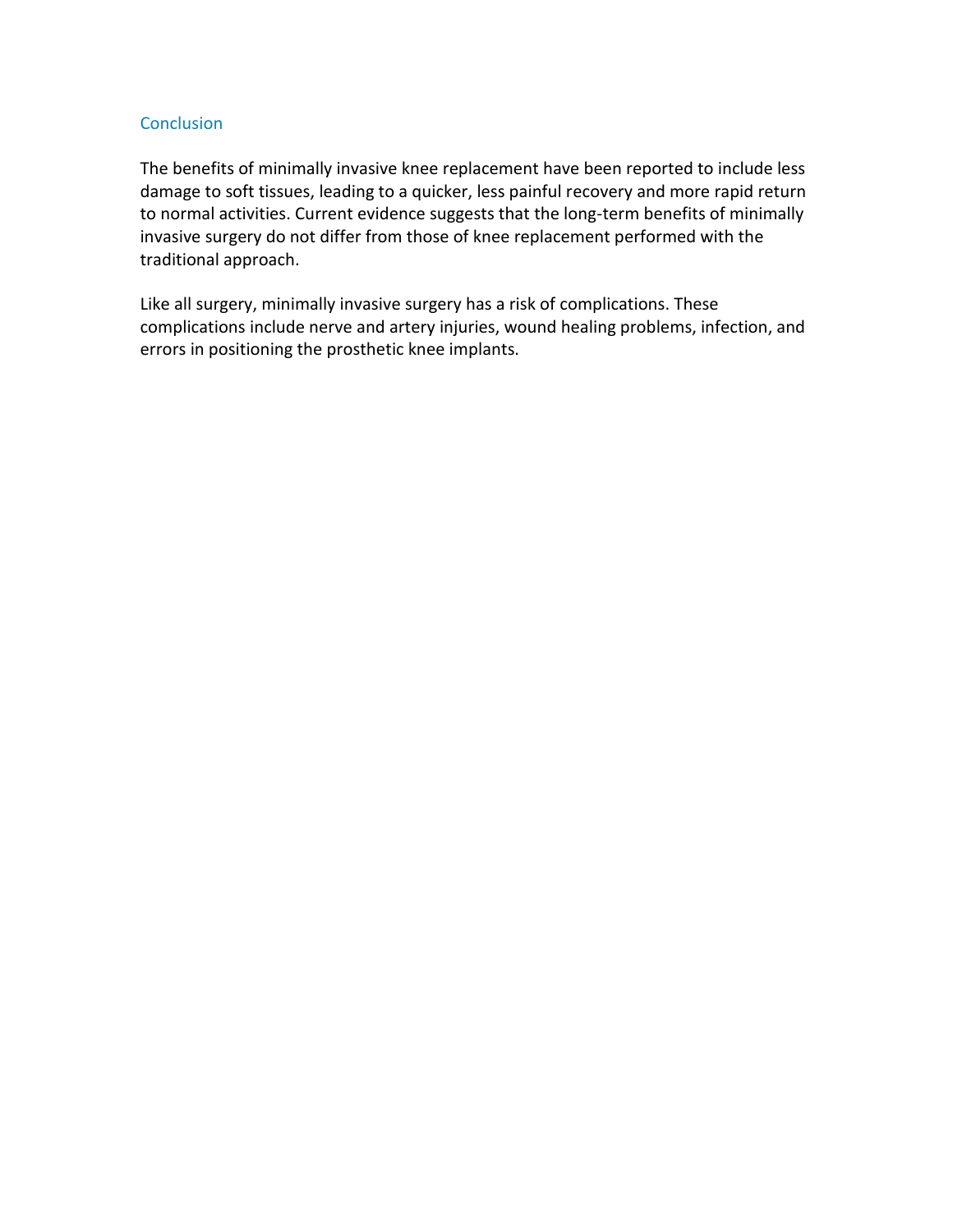## Conclusion

The benefits of minimally invasive knee replacement have been reported to include less damage to soft tissues, leading to a quicker, less painful recovery and more rapid return to normal activities. Current evidence suggests that the long-term benefits of minimally invasive surgery do not differ from those of knee replacement performed with the traditional approach.

Like all surgery, minimally invasive surgery has a risk of complications. These complications include nerve and artery injuries, wound healing problems, infection, and errors in positioning the prosthetic knee implants.